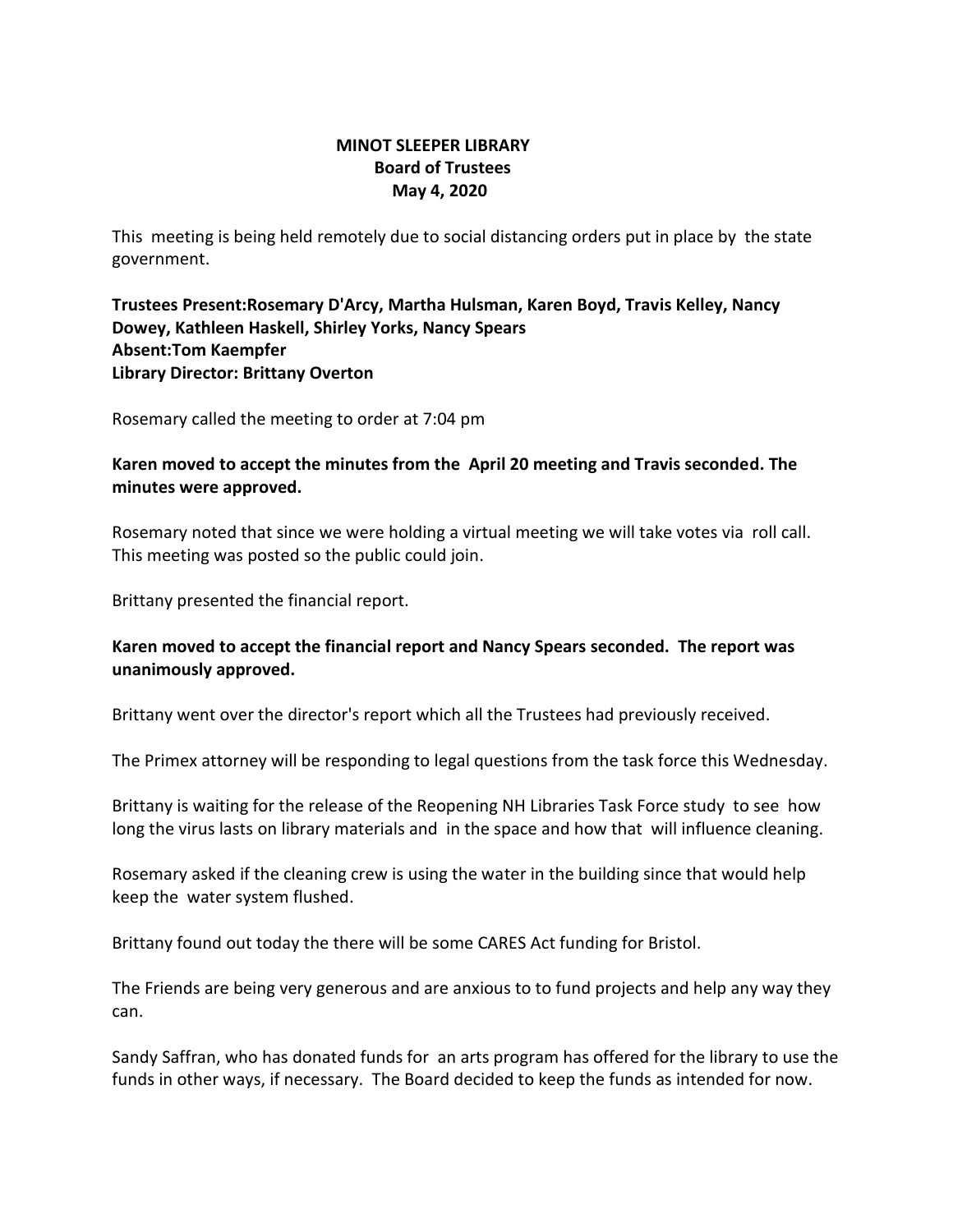**MINOT SLEEPER LIBRARY**
**Board of Trustees**
**May 4, 2020**

This meeting is being held remotely due to social distancing orders put in place by the state government.

**Trustees Present:Rosemary D'Arcy, Martha Hulsman, Karen Boyd, Travis Kelley, Nancy Dowey, Kathleen Haskell, Shirley Yorks, Nancy Spears**
**Absent:Tom Kaempfer**
**Library Director: Brittany Overton**

Rosemary called the meeting to order at 7:04 pm

**Karen moved to accept the minutes from the April 20 meeting and Travis seconded. The minutes were approved.**

Rosemary noted that since we were holding a virtual meeting we will take votes via roll call. This meeting was posted so the public could join.

Brittany presented the financial report.

**Karen moved to accept the financial report and Nancy Spears seconded. The report was unanimously approved.**

Brittany went over the director's report which all the Trustees had previously received.

The Primex attorney will be responding to legal questions from the task force this Wednesday.

Brittany is waiting for the release of the Reopening NH Libraries Task Force study to see how long the virus lasts on library materials and in the space and how that will influence cleaning.

Rosemary asked if the cleaning crew is using the water in the building since that would help keep the water system flushed.

Brittany found out today the there will be some CARES Act funding for Bristol.

The Friends are being very generous and are anxious to to fund projects and help any way they can.

Sandy Saffran, who has donated funds for an arts program has offered for the library to use the funds in other ways, if necessary. The Board decided to keep the funds as intended for now.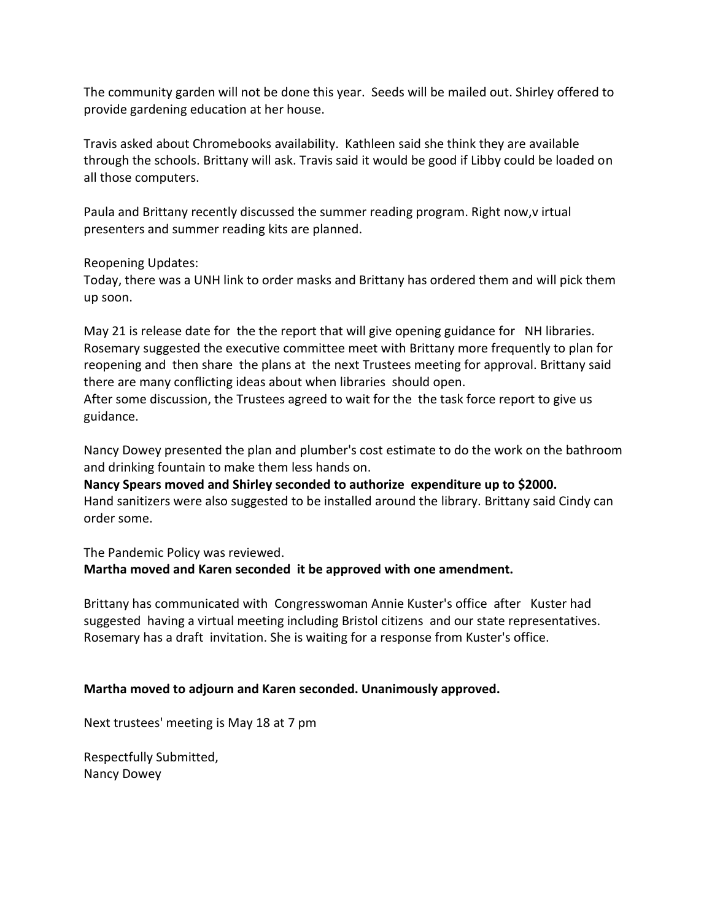The community garden will not be done this year. Seeds will be mailed out. Shirley offered to provide gardening education at her house.

Travis asked about Chromebooks availability. Kathleen said she think they are available through the schools. Brittany will ask. Travis said it would be good if Libby could be loaded on all those computers.

Paula and Brittany recently discussed the summer reading program. Right now,v irtual presenters and summer reading kits are planned.

Reopening Updates:
Today, there was a UNH link to order masks and Brittany has ordered them and will pick them up soon.

May 21 is release date for the the report that will give opening guidance for NH libraries. Rosemary suggested the executive committee meet with Brittany more frequently to plan for reopening and then share the plans at the next Trustees meeting for approval. Brittany said there are many conflicting ideas about when libraries should open.
After some discussion, the Trustees agreed to wait for the the task force report to give us guidance.

Nancy Dowey presented the plan and plumber's cost estimate to do the work on the bathroom and drinking fountain to make them less hands on.
**Nancy Spears moved and Shirley seconded to authorize expenditure up to $2000.**
Hand sanitizers were also suggested to be installed around the library. Brittany said Cindy can order some.

The Pandemic Policy was reviewed.
**Martha moved and Karen seconded it be approved with one amendment.**

Brittany has communicated with Congresswoman Annie Kuster's office after Kuster had suggested having a virtual meeting including Bristol citizens and our state representatives. Rosemary has a draft invitation. She is waiting for a response from Kuster's office.

**Martha moved to adjourn and Karen seconded. Unanimously approved.**

Next trustees' meeting is May 18 at 7 pm

Respectfully Submitted,
Nancy Dowey